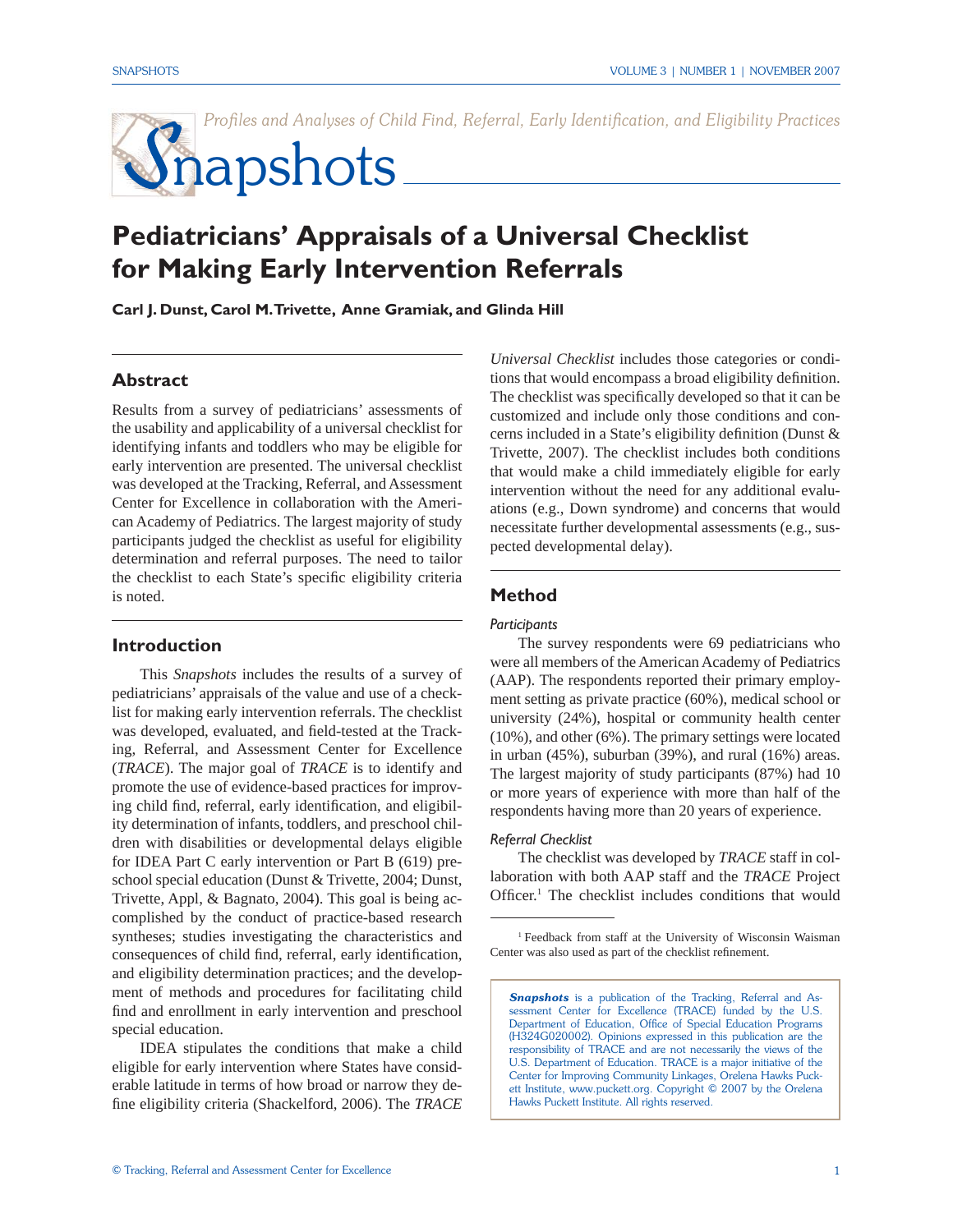*Profiles and Analyses of Child Find, Referral, Early Identification, and Eligibility Practices*

# Snapshots

# Pediatricians' Appraisals of a Universal Checklist for Making Early Intervention Referrals

**Carl J. Dunst, Carol M. Trivette, Anne Gramiak, and Glinda Hill**

## Abstract

Results from a survey of pediatricians' assessments of the usability and applicability of a universal checklist for identifying infants and toddlers who may be eligible for early intervention are presented. The universal checklist was developed at the Tracking, Referral, and Assessment Center for Excellence in collaboration with the American Academy of Pediatrics. The largest majority of study participants judged the checklist as useful for eligibility determination and referral purposes. The need to tailor the checklist to each State's specific eligibility criteria is noted.

## Introduction

This *Snapshots* includes the results of a survey of pediatricians' appraisals of the value and use of a checklist for making early intervention referrals. The checklist was developed, evaluated, and field-tested at the Tracking, Referral, and Assessment Center for Excellence (*TRACE*). The major goal of *TRACE* is to identify and promote the use of evidence-based practices for improving child find, referral, early identification, and eligibility determination of infants, toddlers, and preschool children with disabilities or developmental delays eligible for IDEA Part C early intervention or Part B (619) preschool special education (Dunst & Trivette, 2004; Dunst, Trivette, Appl, & Bagnato, 2004). This goal is being accomplished by the conduct of practice-based research syntheses; studies investigating the characteristics and consequences of child find, referral, early identification, and eligibility determination practices; and the development of methods and procedures for facilitating child find and enrollment in early intervention and preschool special education.

IDEA stipulates the conditions that make a child eligible for early intervention where States have considerable latitude in terms of how broad or narrow they define eligibility criteria (Shackelford, 2006). The *TRACE Universal Checklist* includes those categories or conditions that would encompass a broad eligibility definition. The checklist was specifically developed so that it can be customized and include only those conditions and concerns included in a State's eligibility definition (Dunst & Trivette, 2007). The checklist includes both conditions that would make a child immediately eligible for early intervention without the need for any additional evaluations (e.g., Down syndrome) and concerns that would necessitate further developmental assessments (e.g., suspected developmental delay).

## Method

### *Participants*

The survey respondents were 69 pediatricians who were all members of the American Academy of Pediatrics (AAP). The respondents reported their primary employment setting as private practice (60%), medical school or university (24%), hospital or community health center (10%), and other (6%). The primary settings were located in urban (45%), suburban (39%), and rural (16%) areas. The largest majority of study participants (87%) had 10 or more years of experience with more than half of the respondents having more than 20 years of experience.

### *Referral Checklist*

The checklist was developed by *TRACE* staff in collaboration with both AAP staff and the *TRACE* Project Officer.[1] The checklist includes conditions that would

[1] Feedback from staff at the University of Wisconsin Waisman Center was also used as part of the checklist refinement.

***Snapshots*** is a publication of the Tracking, Referral and Assessment Center for Excellence (TRACE) funded by the U.S. Department of Education, Office of Special Education Programs (H324G020002). Opinions expressed in this publication are the responsibility of TRACE and are not necessarily the views of the U.S. Department of Education. TRACE is a major initiative of the Center for Improving Community Linkages, Orelena Hawks Puckett Institute, www.puckett.org. Copyright © 2007 by the Orelena Hawks Puckett Institute. All rights reserved.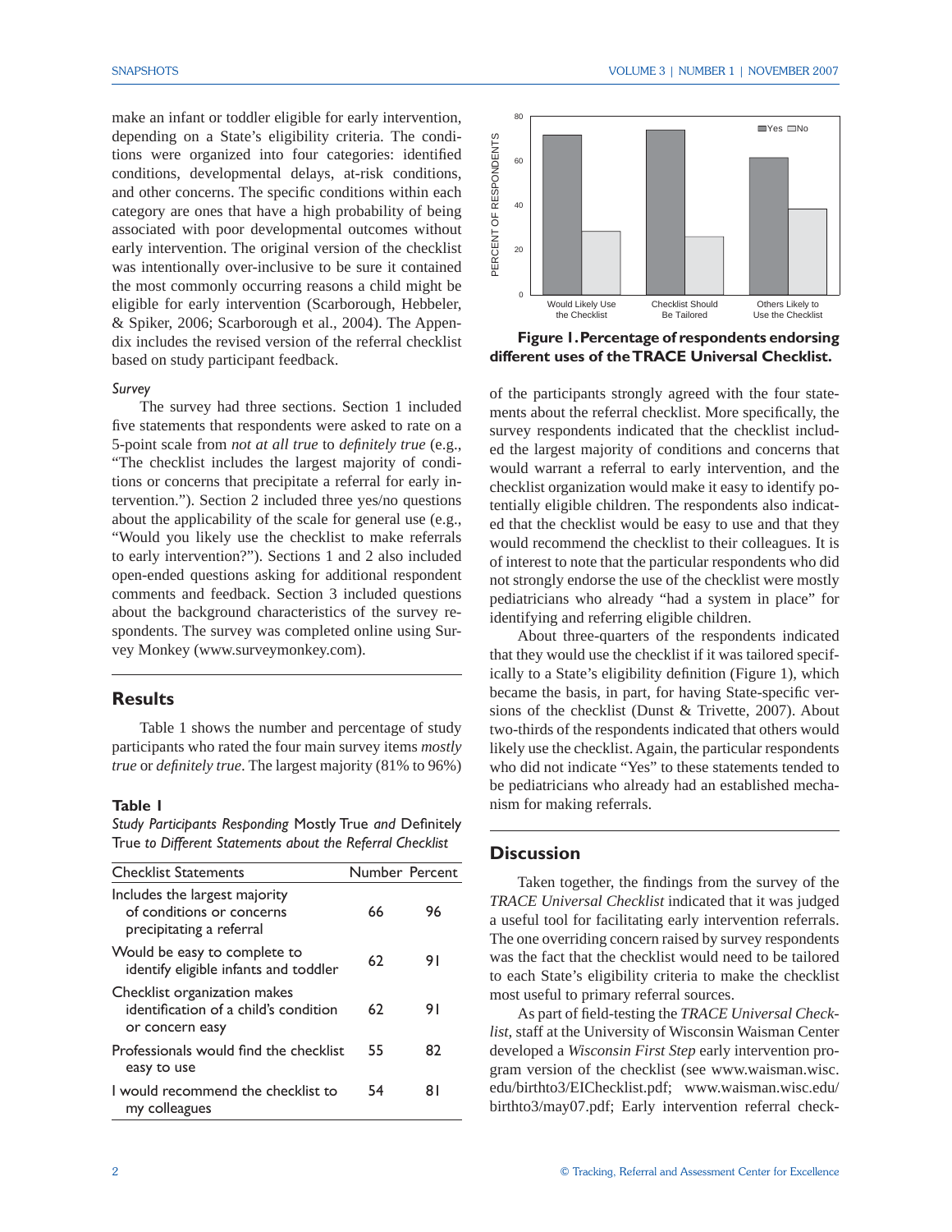make an infant or toddler eligible for early intervention, depending on a State's eligibility criteria. The conditions were organized into four categories: identified conditions, developmental delays, at-risk conditions, and other concerns. The specific conditions within each category are ones that have a high probability of being associated with poor developmental outcomes without early intervention. The original version of the checklist was intentionally over-inclusive to be sure it contained the most commonly occurring reasons a child might be eligible for early intervention (Scarborough, Hebbeler, & Spiker, 2006; Scarborough et al., 2004). The Appendix includes the revised version of the referral checklist based on study participant feedback.

*Survey*

The survey had three sections. Section 1 included five statements that respondents were asked to rate on a 5-point scale from *not at all true* to *definitely true* (e.g., "The checklist includes the largest majority of conditions or concerns that precipitate a referral for early intervention."). Section 2 included three yes/no questions about the applicability of the scale for general use (e.g., "Would you likely use the checklist to make referrals to early intervention?"). Sections 1 and 2 also included open-ended questions asking for additional respondent comments and feedback. Section 3 included questions about the background characteristics of the survey respondents. The survey was completed online using Survey Monkey (www.surveymonkey.com).

## Results

Table 1 shows the number and percentage of study participants who rated the four main survey items *mostly true* or *definitely true*. The largest majority (81% to 96%) of the participants strongly agreed with the four statements about the referral checklist. More specifically, the survey respondents indicated that the checklist included the largest majority of conditions and concerns that would warrant a referral to early intervention, and the checklist organization would make it easy to identify potentially eligible children. The respondents also indicated that the checklist would be easy to use and that they would recommend the checklist to their colleagues. It is of interest to note that the particular respondents who did not strongly endorse the use of the checklist were mostly pediatricians who already "had a system in place" for identifying and referring eligible children.

**Table 1**

*Study Participants Responding* Mostly True *and* Definitely True *to Different Statements about the Referral Checklist*

| Checklist Statements | Number | Percent |
|---|---|---|
| Includes the largest majority of conditions or concerns precipitating a referral | 66 | 96 |
| Would be easy to complete to identify eligible infants and toddler | 62 | 91 |
| Checklist organization makes identification of a child's condition or concern easy | 62 | 91 |
| Professionals would find the checklist easy to use | 55 | 82 |
| I would recommend the checklist to my colleagues | 54 | 81 |

**Figure 1. Percentage of respondents endorsing different uses of the TRACE Universal Checklist.**

About three-quarters of the respondents indicated that they would use the checklist if it was tailored specifically to a State's eligibility definition (Figure 1), which became the basis, in part, for having State-specific versions of the checklist (Dunst & Trivette, 2007). About two-thirds of the respondents indicated that others would likely use the checklist. Again, the particular respondents who did not indicate "Yes" to these statements tended to be pediatricians who already had an established mechanism for making referrals.

## Discussion

Taken together, the findings from the survey of the *TRACE Universal Checklist* indicated that it was judged a useful tool for facilitating early intervention referrals. The one overriding concern raised by survey respondents was the fact that the checklist would need to be tailored to each State's eligibility criteria to make the checklist most useful to primary referral sources.

As part of field-testing the *TRACE Universal Checklist*, staff at the University of Wisconsin Waisman Center developed a *Wisconsin First Step* early intervention program version of the checklist (see www.waisman.wisc.edu/birthto3/EIChecklist.pdf; www.waisman.wisc.edu/birthto3/may07.pdf; Early intervention referral check-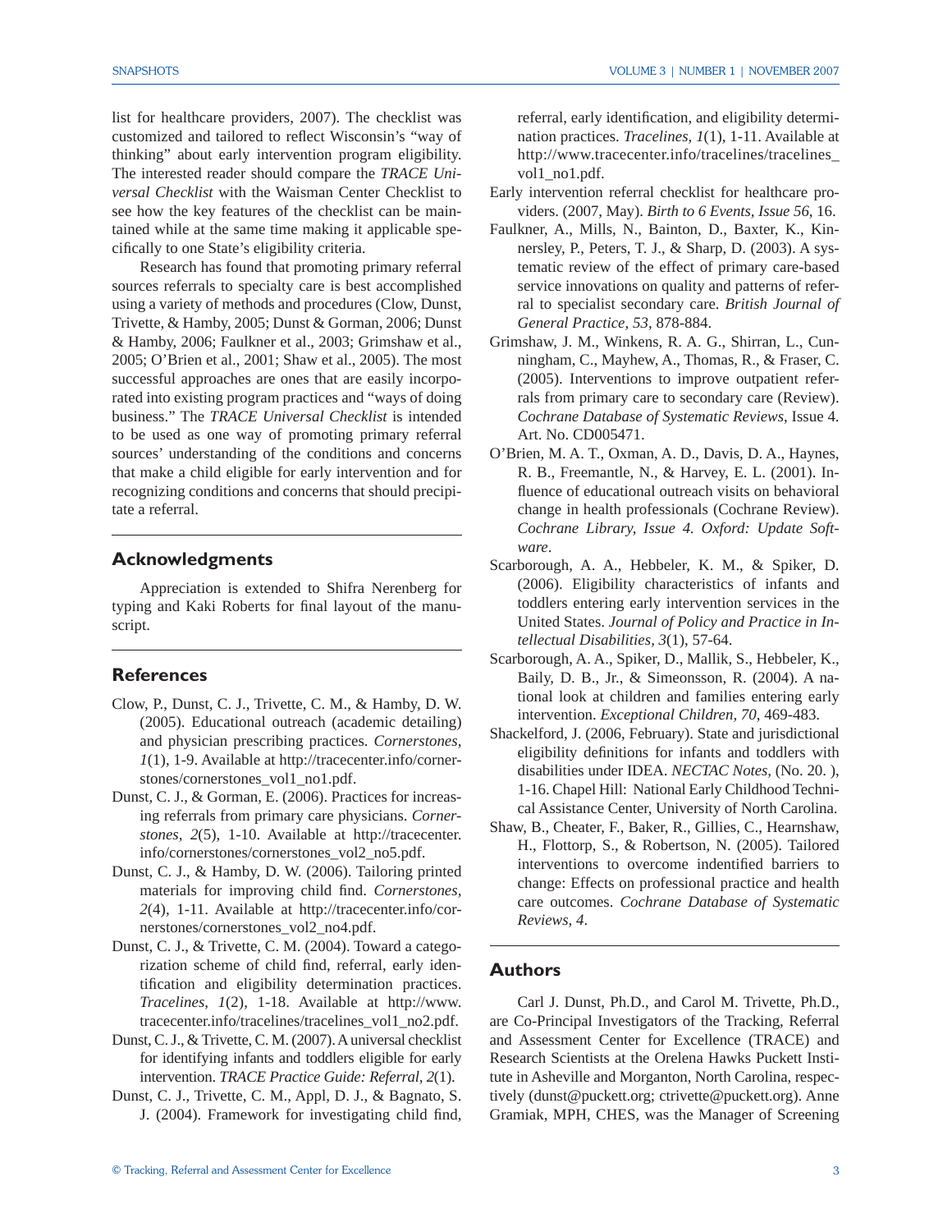list for healthcare providers, 2007). The checklist was customized and tailored to reflect Wisconsin's "way of thinking" about early intervention program eligibility. The interested reader should compare the *TRACE Universal Checklist* with the Waisman Center Checklist to see how the key features of the checklist can be maintained while at the same time making it applicable specifically to one State's eligibility criteria.

Research has found that promoting primary referral sources referrals to specialty care is best accomplished using a variety of methods and procedures (Clow, Dunst, Trivette, & Hamby, 2005; Dunst & Gorman, 2006; Dunst & Hamby, 2006; Faulkner et al., 2003; Grimshaw et al., 2005; O'Brien et al., 2001; Shaw et al., 2005). The most successful approaches are ones that are easily incorporated into existing program practices and "ways of doing business." The *TRACE Universal Checklist* is intended to be used as one way of promoting primary referral sources' understanding of the conditions and concerns that make a child eligible for early intervention and for recognizing conditions and concerns that should precipitate a referral.

## Acknowledgments

Appreciation is extended to Shifra Nerenberg for typing and Kaki Roberts for final layout of the manuscript.

## References

Clow, P., Dunst, C. J., Trivette, C. M., & Hamby, D. W. (2005). Educational outreach (academic detailing) and physician prescribing practices. *Cornerstones, 1*(1), 1-9. Available at http://tracecenter.info/cornerstones/cornerstones_vol1_no1.pdf.

Dunst, C. J., & Gorman, E. (2006). Practices for increasing referrals from primary care physicians. *Cornerstones, 2*(5), 1-10. Available at http://tracecenter.info/cornerstones/cornerstones_vol2_no5.pdf.

Dunst, C. J., & Hamby, D. W. (2006). Tailoring printed materials for improving child find. *Cornerstones, 2*(4), 1-11. Available at http://tracecenter.info/cornerstones/cornerstones_vol2_no4.pdf.

Dunst, C. J., & Trivette, C. M. (2004). Toward a categorization scheme of child find, referral, early identification and eligibility determination practices. *Tracelines, 1*(2), 1-18. Available at http://www.tracecenter.info/tracelines/tracelines_vol1_no2.pdf.

Dunst, C. J., & Trivette, C. M. (2007). A universal checklist for identifying infants and toddlers eligible for early intervention. *TRACE Practice Guide: Referral, 2*(1).

Dunst, C. J., Trivette, C. M., Appl, D. J., & Bagnato, S. J. (2004). Framework for investigating child find, referral, early identification, and eligibility determination practices. *Tracelines, 1*(1), 1-11. Available at http://www.tracecenter.info/tracelines/tracelines_vol1_no1.pdf.

Early intervention referral checklist for healthcare providers. (2007, May). *Birth to 6 Events, Issue 56*, 16.

Faulkner, A., Mills, N., Bainton, D., Baxter, K., Kinnersley, P., Peters, T. J., & Sharp, D. (2003). A systematic review of the effect of primary care-based service innovations on quality and patterns of referral to specialist secondary care. *British Journal of General Practice, 53*, 878-884.

Grimshaw, J. M., Winkens, R. A. G., Shirran, L., Cunningham, C., Mayhew, A., Thomas, R., & Fraser, C. (2005). Interventions to improve outpatient referrals from primary care to secondary care (Review). *Cochrane Database of Systematic Reviews*, Issue 4. Art. No. CD005471.

O'Brien, M. A. T., Oxman, A. D., Davis, D. A., Haynes, R. B., Freemantle, N., & Harvey, E. L. (2001). Influence of educational outreach visits on behavioral change in health professionals (Cochrane Review). *Cochrane Library, Issue 4. Oxford: Update Software*.

Scarborough, A. A., Hebbeler, K. M., & Spiker, D. (2006). Eligibility characteristics of infants and toddlers entering early intervention services in the United States. *Journal of Policy and Practice in Intellectual Disabilities, 3*(1), 57-64.

Scarborough, A. A., Spiker, D., Mallik, S., Hebbeler, K., Baily, D. B., Jr., & Simeonsson, R. (2004). A national look at children and families entering early intervention. *Exceptional Children, 70*, 469-483.

Shackelford, J. (2006, February). State and jurisdictional eligibility definitions for infants and toddlers with disabilities under IDEA. *NECTAC Notes*, (No. 20. ), 1-16. Chapel Hill: National Early Childhood Technical Assistance Center, University of North Carolina.

Shaw, B., Cheater, F., Baker, R., Gillies, C., Hearnshaw, H., Flottorp, S., & Robertson, N. (2005). Tailored interventions to overcome indentified barriers to change: Effects on professional practice and health care outcomes. *Cochrane Database of Systematic Reviews, 4*.

## Authors

Carl J. Dunst, Ph.D., and Carol M. Trivette, Ph.D., are Co-Principal Investigators of the Tracking, Referral and Assessment Center for Excellence (TRACE) and Research Scientists at the Orelena Hawks Puckett Institute in Asheville and Morganton, North Carolina, respectively (dunst@puckett.org; ctrivette@puckett.org). Anne Gramiak, MPH, CHES, was the Manager of Screening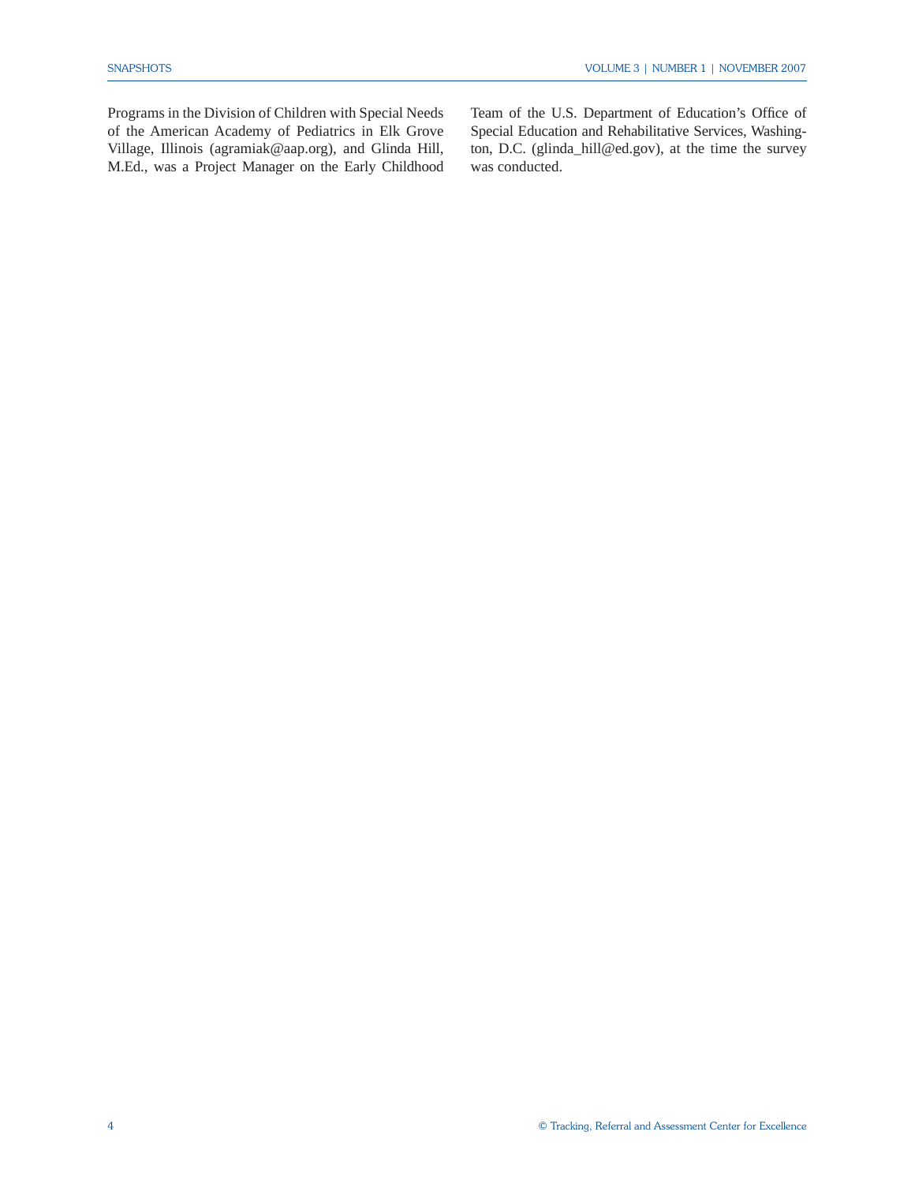Programs in the Division of Children with Special Needs of the American Academy of Pediatrics in Elk Grove Village, Illinois (agramiak@aap.org), and Glinda Hill, M.Ed., was a Project Manager on the Early Childhood Team of the U.S. Department of Education's Office of Special Education and Rehabilitative Services, Washington, D.C. (glinda_hill@ed.gov), at the time the survey was conducted.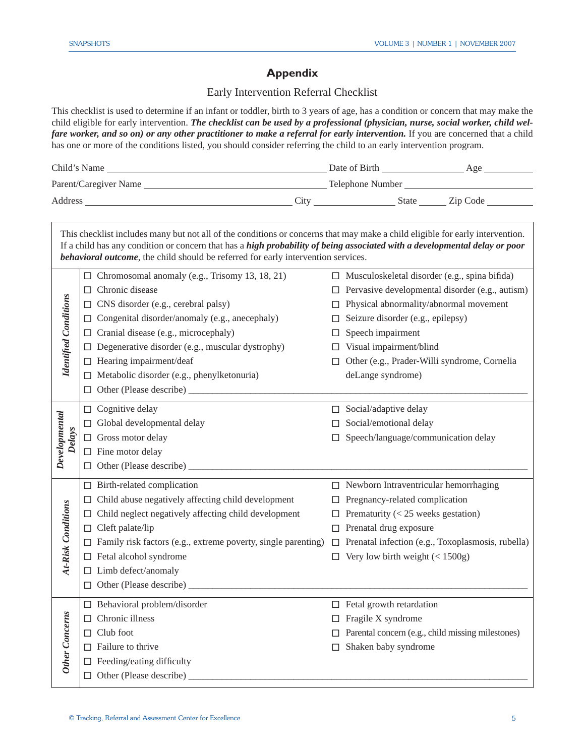## Appendix

Early Intervention Referral Checklist

This checklist is used to determine if an infant or toddler, birth to 3 years of age, has a condition or concern that may make the child eligible for early intervention. ***The checklist can be used by a professional (physician, nurse, social worker, child welfare worker, and so on) or any other practitioner to make a referral for early intervention.*** If you are concerned that a child has one or more of the conditions listed, you should consider referring the child to an early intervention program.

Child's Name ______________________ Date of Birth ____________ Age ________

Parent/Caregiver Name ______________________ Telephone Number ______________

Address ______________________ City ____________ State ______ Zip Code ________

This checklist includes many but not all of the conditions or concerns that may make a child eligible for early intervention. If a child has any condition or concern that has a ***high probability of being associated with a developmental delay or poor behavioral outcome***, the child should be referred for early intervention services.

| | | |
|---|---|---|
| ***Identified Conditions*** | ☐ Chromosomal anomaly (e.g., Trisomy 13, 18, 21) | ☐ Musculoskeletal disorder (e.g., spina bifida) |
| | ☐ Chronic disease | ☐ Pervasive developmental disorder (e.g., autism) |
| | ☐ CNS disorder (e.g., cerebral palsy) | ☐ Physical abnormality/abnormal movement |
| | ☐ Congenital disorder/anomaly (e.g., anecephaly) | ☐ Seizure disorder (e.g., epilepsy) |
| | ☐ Cranial disease (e.g., microcephaly) | ☐ Speech impairment |
| | ☐ Degenerative disorder (e.g., muscular dystrophy) | ☐ Visual impairment/blind |
| | ☐ Hearing impairment/deaf | ☐ Other (e.g., Prader-Willi syndrome, Cornelia deLange syndrome) |
| | ☐ Metabolic disorder (e.g., phenylketonuria) | |
| | ☐ Other (Please describe) ______________________ | |
| ***Developmental Delays*** | ☐ Cognitive delay | ☐ Social/adaptive delay |
| | ☐ Global developmental delay | ☐ Social/emotional delay |
| | ☐ Gross motor delay | ☐ Speech/language/communication delay |
| | ☐ Fine motor delay | |
| | ☐ Other (Please describe) ______________________ | |
| ***At-Risk Conditions*** | ☐ Birth-related complication | ☐ Newborn Intraventricular hemorrhaging |
| | ☐ Child abuse negatively affecting child development | ☐ Pregnancy-related complication |
| | ☐ Child neglect negatively affecting child development | ☐ Prematurity (< 25 weeks gestation) |
| | ☐ Cleft palate/lip | ☐ Prenatal drug exposure |
| | ☐ Family risk factors (e.g., extreme poverty, single parenting) | ☐ Prenatal infection (e.g., Toxoplasmosis, rubella) |
| | ☐ Fetal alcohol syndrome | ☐ Very low birth weight (< 1500g) |
| | ☐ Limb defect/anomaly | |
| | ☐ Other (Please describe) ______________________ | |
| ***Other Concerns*** | ☐ Behavioral problem/disorder | ☐ Fetal growth retardation |
| | ☐ Chronic illness | ☐ Fragile X syndrome |
| | ☐ Club foot | ☐ Parental concern (e.g., child missing milestones) |
| | ☐ Failure to thrive | ☐ Shaken baby syndrome |
| | ☐ Feeding/eating difficulty | |
| | ☐ Other (Please describe) ______________________ | |

© Tracking, Referral and Assessment Center for Excellence